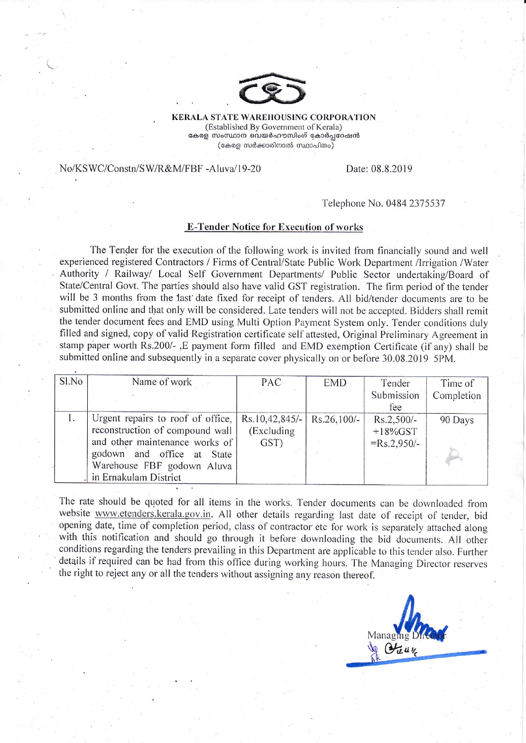**KERALA STATE WAREHOUSING CORPORATION**
(Established By Government of Kerala)
കേരള സംസ്ഥാന വെയർഹൗസിംഗ് കോർപ്പറേഷൻ
(കേരള സർക്കാരിനാൽ സ്ഥാപിതം)

No/KSWC/Constn/SW/R&M/FBF -Aluva/19-20

Date: 08.8.2019

Telephone No. 0484 2375537

## E-Tender Notice for Execution of works

The Tender for the execution of the following work is invited from financially sound and well experienced registered Contractors / Firms of Central/State Public Work Department /Irrigation /Water Authority / Railway/ Local Self Government Departments/ Public Sector undertaking/Board of State/Central Govt. The parties should also have valid GST registration. The firm period of the tender will be 3 months from the last date fixed for receipt of tenders. All bid/tender documents are to be submitted online and that only will be considered. Late tenders will not be accepted. Bidders shall remit the tender document fees and EMD using Multi Option Payment System only. Tender conditions duly filled and signed, copy of valid Registration certificate self attested, Original Preliminary Agreement in stamp paper worth Rs.200/- ,E payment form filled and EMD exemption Certificate (if any) shall be submitted online and subsequently in a separate cover physically on or before 30.08.2019 5PM.

| Sl.No | Name of work | PAC | EMD | Tender Submission fee | Time of Completion |
|---|---|---|---|---|---|
| 1. | Urgent repairs to roof of office, reconstruction of compound wall and other maintenance works of godown and office at State Warehouse FBF godown Aluva in Ernakulam District | Rs.10,42,845/- (Excluding GST) | Rs.26,100/- | Rs.2,500/- +18%GST =Rs.2,950/- | 90 Days |

The rate should be quoted for all items in the works. Tender documents can be downloaded from website www.etenders.kerala.gov.in. All other details regarding last date of receipt of tender, bid opening date, time of completion period, class of contractor etc for work is separately attached along with this notification and should go through it before downloading the bid documents. All other conditions regarding the tenders prevailing in this Department are applicable to this tender also. Further details if required can be had from this office during working hours. The Managing Director reserves the right to reject any or all the tenders without assigning any reason thereof.

Managing Director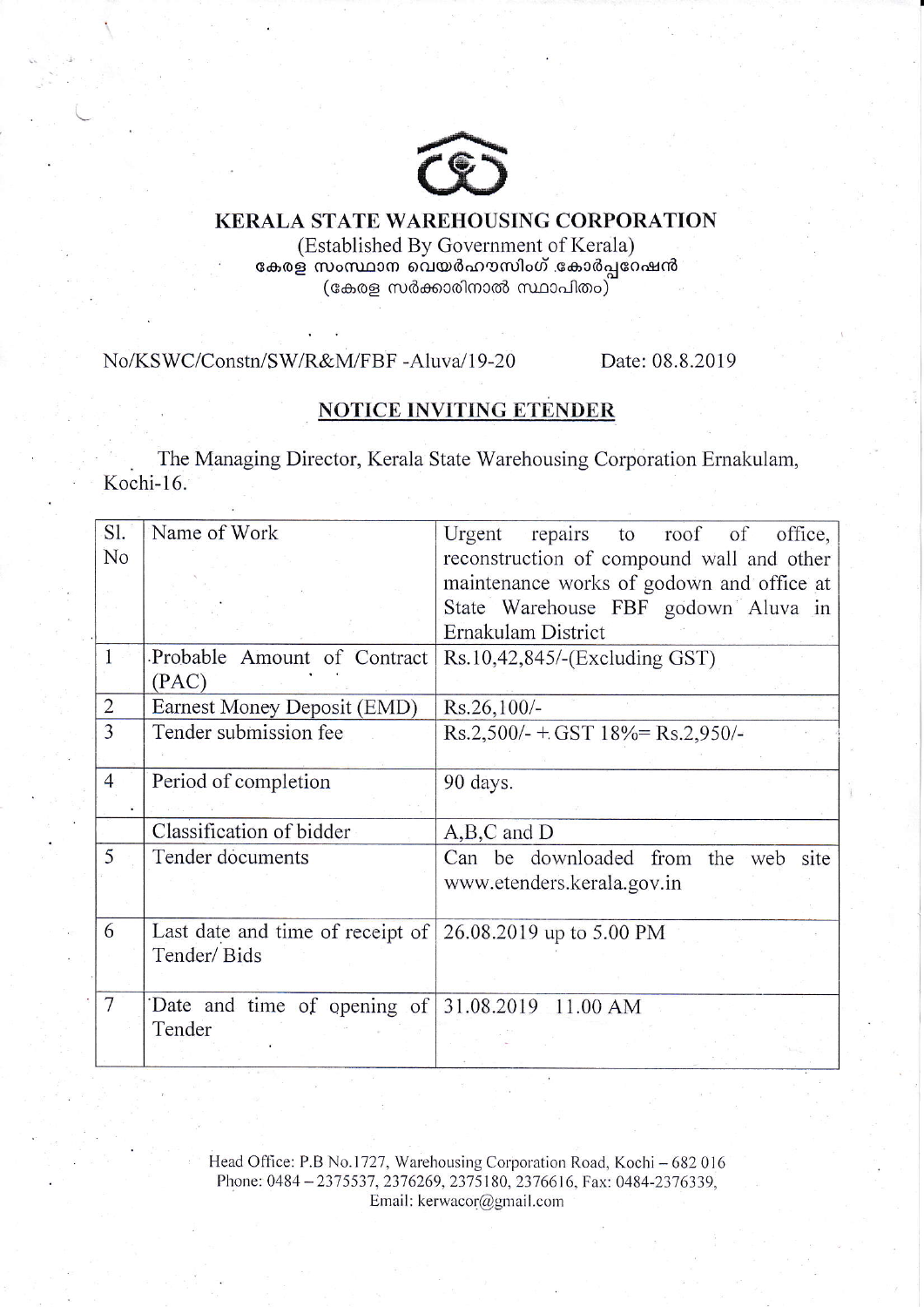# KERALA STATE WAREHOUSING CORPORATION

(Established By Government of Kerala)
കേരള സംസ്ഥാന വെയർഹൗസിംഗ് കോർപ്പറേഷൻ
(കേരള സർക്കാരിനാൽ സ്ഥാപിതം)

No/KSWC/Constn/SW/R&M/FBF -Aluva/19-20 Date: 08.8.2019

## NOTICE INVITING ETENDER

The Managing Director, Kerala State Warehousing Corporation Ernakulam, Kochi-16.

| Sl. No | Name of Work | Urgent repairs to roof of office, reconstruction of compound wall and other maintenance works of godown and office at State Warehouse FBF godown Aluva in Ernakulam District |
|---|---|---|
| 1 | Probable Amount of Contract (PAC) | Rs.10,42,845/-(Excluding GST) |
| 2 | Earnest Money Deposit (EMD) | Rs.26,100/- |
| 3 | Tender submission fee | Rs.2,500/- + GST 18%= Rs.2,950/- |
| 4 | Period of completion | 90 days. |
| | Classification of bidder | A,B,C and D |
| 5 | Tender documents | Can be downloaded from the web site www.etenders.kerala.gov.in |
| 6 | Last date and time of receipt of Tender/ Bids | 26.08.2019 up to 5.00 PM |
| 7 | Date and time of opening of Tender | 31.08.2019 11.00 AM |

Head Office: P.B No.1727, Warehousing Corporation Road, Kochi – 682 016
Phone: 0484 – 2375537, 2376269, 2375180, 2376616, Fax: 0484-2376339,
Email: kerwacor@gmail.com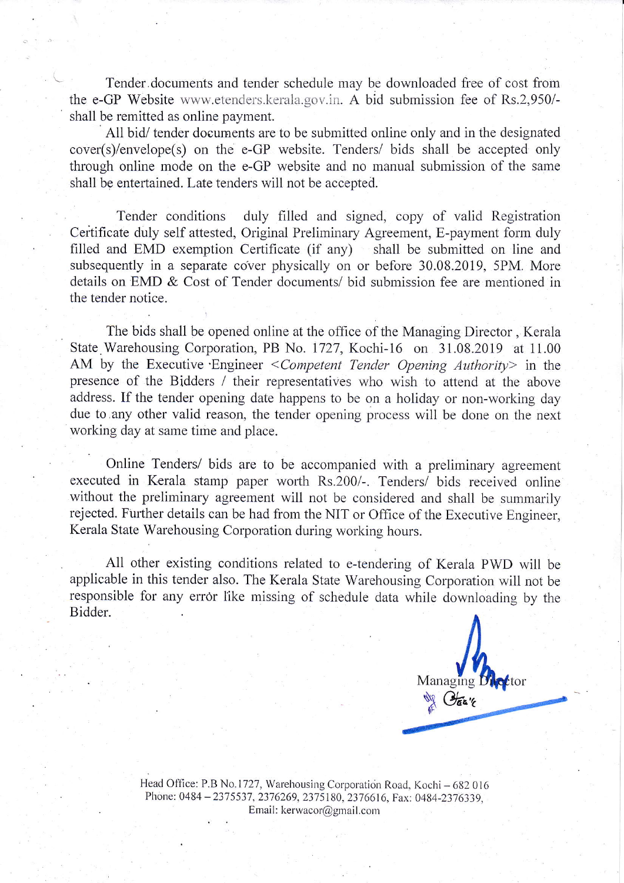Tender documents and tender schedule may be downloaded free of cost from the e-GP Website www.etenders.kerala.gov.in. A bid submission fee of Rs.2,950/- shall be remitted as online payment.

All bid/ tender documents are to be submitted online only and in the designated cover(s)/envelope(s) on the e-GP website. Tenders/ bids shall be accepted only through online mode on the e-GP website and no manual submission of the same shall be entertained. Late tenders will not be accepted.

Tender conditions duly filled and signed, copy of valid Registration Certificate duly self attested, Original Preliminary Agreement, E-payment form duly filled and EMD exemption Certificate (if any) shall be submitted on line and subsequently in a separate cover physically on or before 30.08.2019, 5PM. More details on EMD & Cost of Tender documents/ bid submission fee are mentioned in the tender notice.

The bids shall be opened online at the office of the Managing Director, Kerala State Warehousing Corporation, PB No. 1727, Kochi-16 on 31.08.2019 at 11.00 AM by the Executive Engineer <*Competent Tender Opening Authority*> in the presence of the Bidders / their representatives who wish to attend at the above address. If the tender opening date happens to be on a holiday or non-working day due to any other valid reason, the tender opening process will be done on the next working day at same time and place.

Online Tenders/ bids are to be accompanied with a preliminary agreement executed in Kerala stamp paper worth Rs.200/-. Tenders/ bids received online without the preliminary agreement will not be considered and shall be summarily rejected. Further details can be had from the NIT or Office of the Executive Engineer, Kerala State Warehousing Corporation during working hours.

All other existing conditions related to e-tendering of Kerala PWD will be applicable in this tender also. The Kerala State Warehousing Corporation will not be responsible for any error like missing of schedule data while downloading by the Bidder.

Managing Director

Head Office: P.B No.1727, Warehousing Corporation Road, Kochi – 682 016
Phone: 0484 – 2375537, 2376269, 2375180, 2376616, Fax: 0484-2376339,
Email: kerwacor@gmail.com